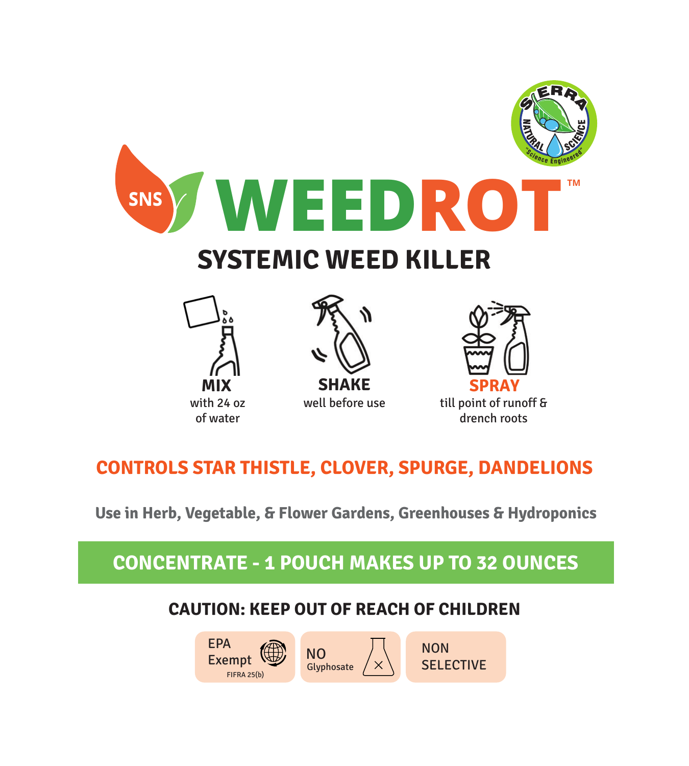SIERRA NATURAL SCIENCE "Science Engineered"

# SNS WEEDROT™

## SYSTEMIC WEED KILLER

**MIX** with 24 oz of water

**SHAKE** well before use

**SPRAY** till point of runoff & drench roots

**CONTROLS STAR THISTLE, CLOVER, SPURGE, DANDELIONS**

**Use in Herb, Vegetable, & Flower Gardens, Greenhouses & Hydroponics**

**CONCENTRATE - 1 POUCH MAKES UP TO 32 OUNCES**

**CAUTION: KEEP OUT OF REACH OF CHILDREN**

EPA Exempt FIFRA 25(b)

NO Glyphosate

NON SELECTIVE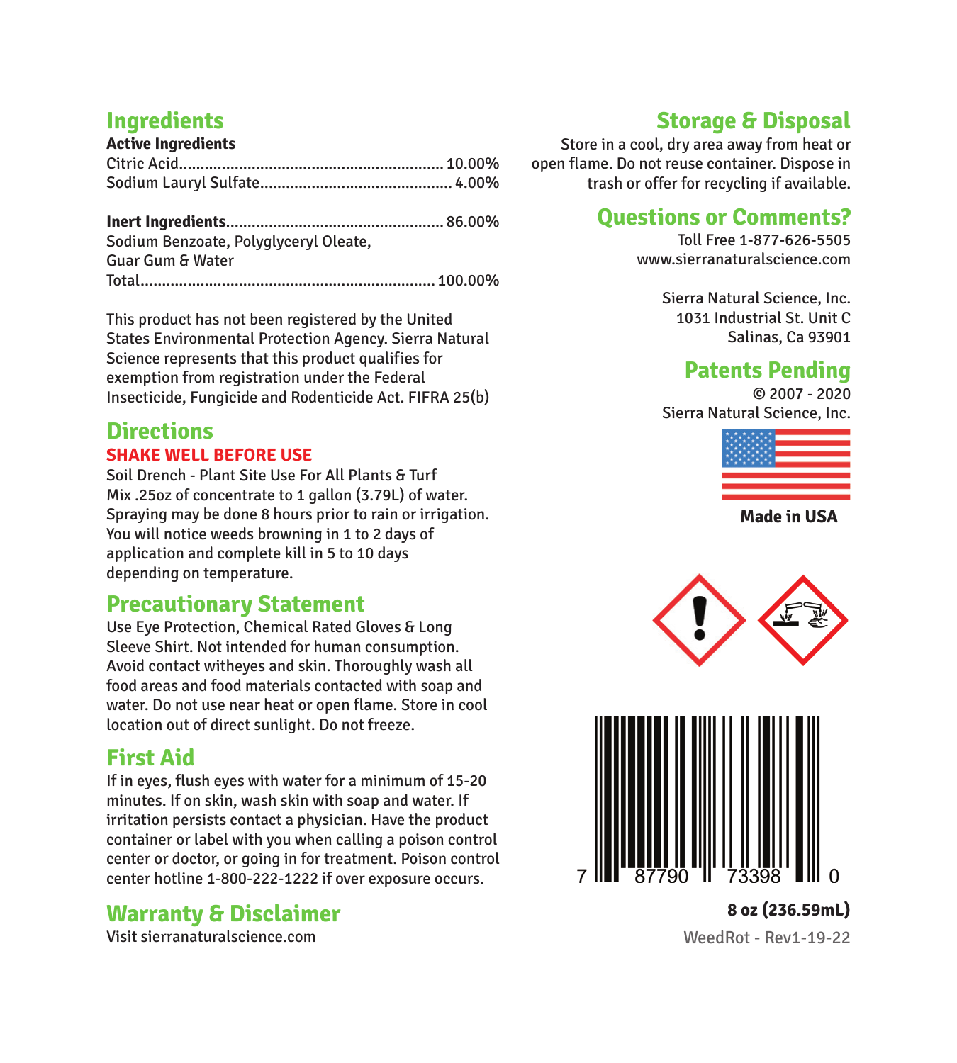## Ingredients

**Active Ingredients**

| | |
|---|---|
| Citric Acid | 10.00% |
| Sodium Lauryl Sulfate | 4.00% |
| **Inert Ingredients** | 86.00% |
| Sodium Benzoate, Polyglyceryl Oleate, Guar Gum & Water | |
| Total | 100.00% |

This product has not been registered by the United States Environmental Protection Agency. Sierra Natural Science represents that this product qualifies for exemption from registration under the Federal Insecticide, Fungicide and Rodenticide Act. FIFRA 25(b)

## Directions

**SHAKE WELL BEFORE USE**

Soil Drench - Plant Site Use For All Plants & Turf
Mix .25oz of concentrate to 1 gallon (3.79L) of water. Spraying may be done 8 hours prior to rain or irrigation. You will notice weeds browning in 1 to 2 days of application and complete kill in 5 to 10 days depending on temperature.

## Precautionary Statement

Use Eye Protection, Chemical Rated Gloves & Long Sleeve Shirt. Not intended for human consumption. Avoid contact witheyes and skin. Thoroughly wash all food areas and food materials contacted with soap and water. Do not use near heat or open flame. Store in cool location out of direct sunlight. Do not freeze.

## First Aid

If in eyes, flush eyes with water for a minimum of 15-20 minutes. If on skin, wash skin with soap and water. If irritation persists contact a physician. Have the product container or label with you when calling a poison control center or doctor, or going in for treatment. Poison control center hotline 1-800-222-1222 if over exposure occurs.

## Warranty & Disclaimer

Visit sierranaturalscience.com

## Storage & Disposal

Store in a cool, dry area away from heat or open flame. Do not reuse container. Dispose in trash or offer for recycling if available.

## Questions or Comments?

Toll Free 1-877-626-5505
www.sierranaturalscience.com

Sierra Natural Science, Inc.
1031 Industrial St. Unit C
Salinas, Ca 93901

## Patents Pending

© 2007 - 2020
Sierra Natural Science, Inc.

**Made in USA**

7 87790 73398 0

**8 oz (236.59mL)**

WeedRot - Rev1-19-22